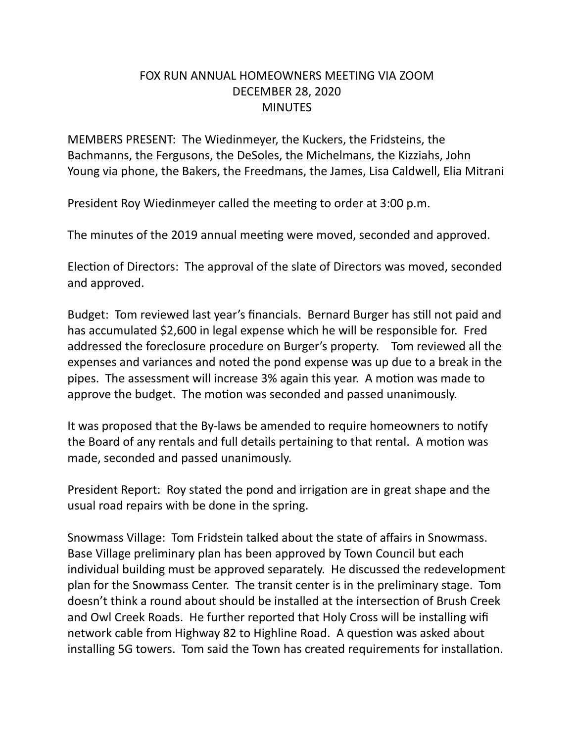# FOX RUN ANNUAL HOMEOWNERS MEETING VIA ZOOM
## DECEMBER 28, 2020
## MINUTES

MEMBERS PRESENT: The Wiedinmeyer, the Kuckers, the Fridsteins, the Bachmanns, the Fergusons, the DeSoles, the Michelmans, the Kizziahs, John Young via phone, the Bakers, the Freedmans, the James, Lisa Caldwell, Elia Mitrani

President Roy Wiedinmeyer called the meeting to order at 3:00 p.m.

The minutes of the 2019 annual meeting were moved, seconded and approved.

Election of Directors: The approval of the slate of Directors was moved, seconded and approved.

Budget: Tom reviewed last year's financials. Bernard Burger has still not paid and has accumulated $2,600 in legal expense which he will be responsible for. Fred addressed the foreclosure procedure on Burger's property. Tom reviewed all the expenses and variances and noted the pond expense was up due to a break in the pipes. The assessment will increase 3% again this year. A motion was made to approve the budget. The motion was seconded and passed unanimously.

It was proposed that the By-laws be amended to require homeowners to notify the Board of any rentals and full details pertaining to that rental. A motion was made, seconded and passed unanimously.

President Report: Roy stated the pond and irrigation are in great shape and the usual road repairs with be done in the spring.

Snowmass Village: Tom Fridstein talked about the state of affairs in Snowmass. Base Village preliminary plan has been approved by Town Council but each individual building must be approved separately. He discussed the redevelopment plan for the Snowmass Center. The transit center is in the preliminary stage. Tom doesn't think a round about should be installed at the intersection of Brush Creek and Owl Creek Roads. He further reported that Holy Cross will be installing wifi network cable from Highway 82 to Highline Road. A question was asked about installing 5G towers. Tom said the Town has created requirements for installation.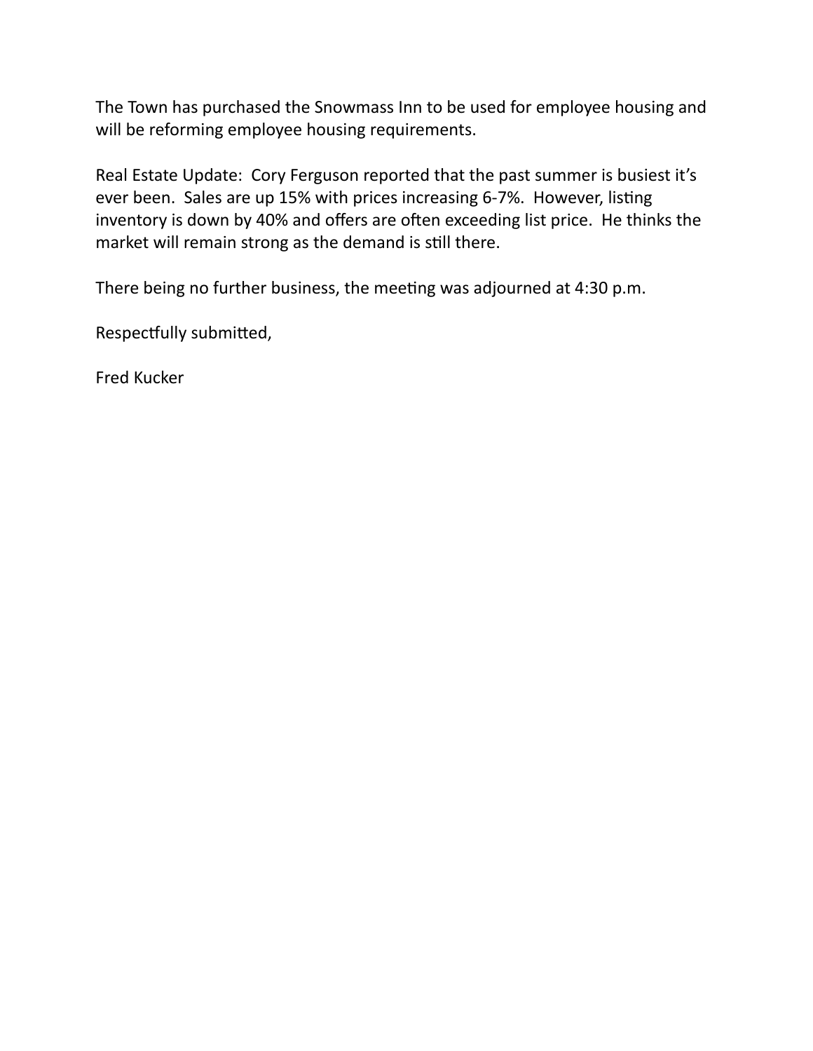The Town has purchased the Snowmass Inn to be used for employee housing and will be reforming employee housing requirements.

Real Estate Update: Cory Ferguson reported that the past summer is busiest it's ever been. Sales are up 15% with prices increasing 6-7%. However, listing inventory is down by 40% and offers are often exceeding list price. He thinks the market will remain strong as the demand is still there.

There being no further business, the meeting was adjourned at 4:30 p.m.

Respectfully submitted,

Fred Kucker